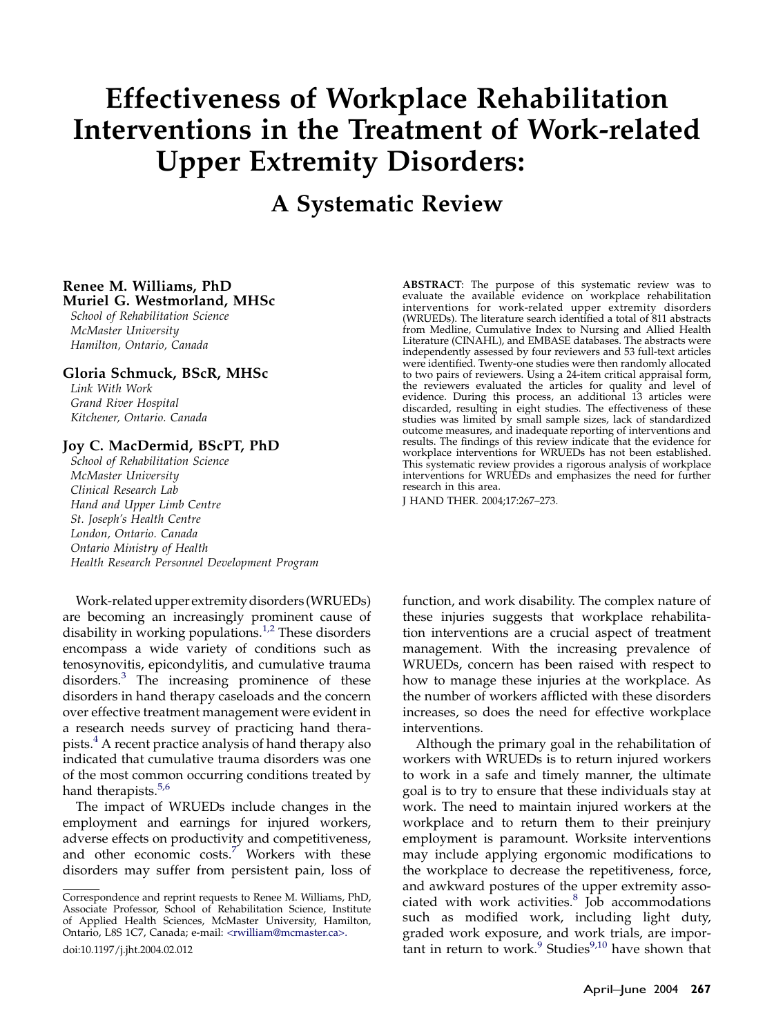# Effectiveness of Workplace Rehabilitation Interventions in the Treatment of Work-related Upper Extremity Disorders:

## A Systematic Review

**Renee M. Williams, PhD**
**Muriel G. Westmorland, MHSc**
*School of Rehabilitation Science*
*McMaster University*
*Hamilton, Ontario, Canada*

**Gloria Schmuck, BScR, MHSc**
*Link With Work*
*Grand River Hospital*
*Kitchener, Ontario. Canada*

**Joy C. MacDermid, BScPT, PhD**
*School of Rehabilitation Science*
*McMaster University*
*Clinical Research Lab*
*Hand and Upper Limb Centre*
*St. Joseph's Health Centre*
*London, Ontario. Canada*
*Ontario Ministry of Health*
*Health Research Personnel Development Program*

**ABSTRACT**: The purpose of this systematic review was to evaluate the available evidence on workplace rehabilitation interventions for work-related upper extremity disorders (WRUEDs). The literature search identified a total of 811 abstracts from Medline, Cumulative Index to Nursing and Allied Health Literature (CINAHL), and EMBASE databases. The abstracts were independently assessed by four reviewers and 53 full-text articles were identified. Twenty-one studies were then randomly allocated to two pairs of reviewers. Using a 24-item critical appraisal form, the reviewers evaluated the articles for quality and level of evidence. During this process, an additional 13 articles were discarded, resulting in eight studies. The effectiveness of these studies was limited by small sample sizes, lack of standardized outcome measures, and inadequate reporting of interventions and results. The findings of this review indicate that the evidence for workplace interventions for WRUEDs has not been established. This systematic review provides a rigorous analysis of workplace interventions for WRUEDs and emphasizes the need for further research in this area.

J HAND THER. 2004;17:267–273.

Work-related upper extremity disorders (WRUEDs) are becoming an increasingly prominent cause of disability in working populations.[1,2] These disorders encompass a wide variety of conditions such as tenosynovitis, epicondylitis, and cumulative trauma disorders.[3] The increasing prominence of these disorders in hand therapy caseloads and the concern over effective treatment management were evident in a research needs survey of practicing hand therapists.[4] A recent practice analysis of hand therapy also indicated that cumulative trauma disorders was one of the most common occurring conditions treated by hand therapists.[5,6]

The impact of WRUEDs include changes in the employment and earnings for injured workers, adverse effects on productivity and competitiveness, and other economic costs.[7] Workers with these disorders may suffer from persistent pain, loss of function, and work disability. The complex nature of these injuries suggests that workplace rehabilitation interventions are a crucial aspect of treatment management. With the increasing prevalence of WRUEDs, concern has been raised with respect to how to manage these injuries at the workplace. As the number of workers afflicted with these disorders increases, so does the need for effective workplace interventions.

Although the primary goal in the rehabilitation of workers with WRUEDs is to return injured workers to work in a safe and timely manner, the ultimate goal is to try to ensure that these individuals stay at work. The need to maintain injured workers at the workplace and to return them to their preinjury employment is paramount. Worksite interventions may include applying ergonomic modifications to the workplace to decrease the repetitiveness, force, and awkward postures of the upper extremity associated with work activities.[8] Job accommodations such as modified work, including light duty, graded work exposure, and work trials, are important in return to work.[9] Studies[9,10] have shown that

---

Correspondence and reprint requests to Renee M. Williams, PhD, Associate Professor, School of Rehabilitation Science, Institute of Applied Health Sciences, McMaster University, Hamilton, Ontario, L8S 1C7, Canada; e-mail: <rwilliam@mcmaster.ca>.

doi:10.1197/j.jht.2004.02.012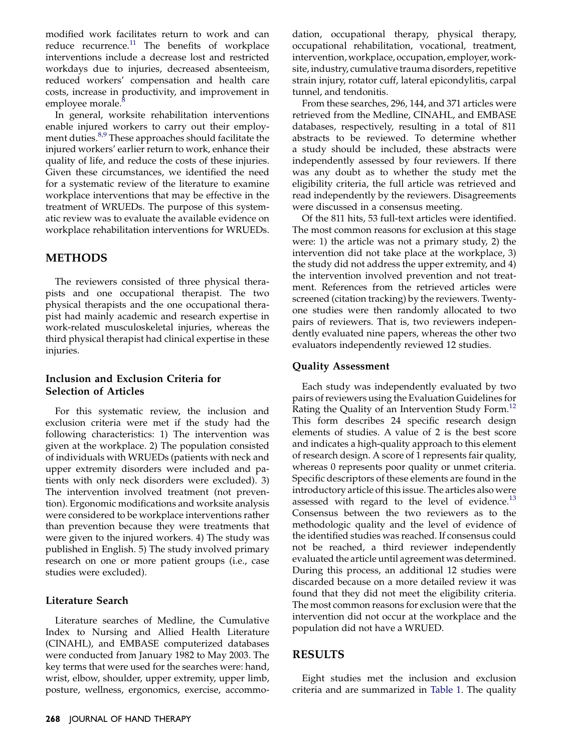modified work facilitates return to work and can reduce recurrence.[11] The benefits of workplace interventions include a decrease lost and restricted workdays due to injuries, decreased absenteeism, reduced workers' compensation and health care costs, increase in productivity, and improvement in employee morale.[8]

In general, worksite rehabilitation interventions enable injured workers to carry out their employment duties.[8,9] These approaches should facilitate the injured workers' earlier return to work, enhance their quality of life, and reduce the costs of these injuries. Given these circumstances, we identified the need for a systematic review of the literature to examine workplace interventions that may be effective in the treatment of WRUEDs. The purpose of this systematic review was to evaluate the available evidence on workplace rehabilitation interventions for WRUEDs.

## METHODS

The reviewers consisted of three physical therapists and one occupational therapist. The two physical therapists and the one occupational therapist had mainly academic and research expertise in work-related musculoskeletal injuries, whereas the third physical therapist had clinical expertise in these injuries.

### Inclusion and Exclusion Criteria for Selection of Articles

For this systematic review, the inclusion and exclusion criteria were met if the study had the following characteristics: 1) The intervention was given at the workplace. 2) The population consisted of individuals with WRUEDs (patients with neck and upper extremity disorders were included and patients with only neck disorders were excluded). 3) The intervention involved treatment (not prevention). Ergonomic modifications and worksite analysis were considered to be workplace interventions rather than prevention because they were treatments that were given to the injured workers. 4) The study was published in English. 5) The study involved primary research on one or more patient groups (i.e., case studies were excluded).

### Literature Search

Literature searches of Medline, the Cumulative Index to Nursing and Allied Health Literature (CINAHL), and EMBASE computerized databases were conducted from January 1982 to May 2003. The key terms that were used for the searches were: hand, wrist, elbow, shoulder, upper extremity, upper limb, posture, wellness, ergonomics, exercise, accommodation, occupational therapy, physical therapy, occupational rehabilitation, vocational, treatment, intervention, workplace, occupation, employer, worksite, industry, cumulative trauma disorders, repetitive strain injury, rotator cuff, lateral epicondylitis, carpal tunnel, and tendonitis.

From these searches, 296, 144, and 371 articles were retrieved from the Medline, CINAHL, and EMBASE databases, respectively, resulting in a total of 811 abstracts to be reviewed. To determine whether a study should be included, these abstracts were independently assessed by four reviewers. If there was any doubt as to whether the study met the eligibility criteria, the full article was retrieved and read independently by the reviewers. Disagreements were discussed in a consensus meeting.

Of the 811 hits, 53 full-text articles were identified. The most common reasons for exclusion at this stage were: 1) the article was not a primary study, 2) the intervention did not take place at the workplace, 3) the study did not address the upper extremity, and 4) the intervention involved prevention and not treatment. References from the retrieved articles were screened (citation tracking) by the reviewers. Twenty-one studies were then randomly allocated to two pairs of reviewers. That is, two reviewers independently evaluated nine papers, whereas the other two evaluators independently reviewed 12 studies.

### Quality Assessment

Each study was independently evaluated by two pairs of reviewers using the Evaluation Guidelines for Rating the Quality of an Intervention Study Form.[12] This form describes 24 specific research design elements of studies. A value of 2 is the best score and indicates a high-quality approach to this element of research design. A score of 1 represents fair quality, whereas 0 represents poor quality or unmet criteria. Specific descriptors of these elements are found in the introductory article of this issue. The articles also were assessed with regard to the level of evidence.[13] Consensus between the two reviewers as to the methodologic quality and the level of evidence of the identified studies was reached. If consensus could not be reached, a third reviewer independently evaluated the article until agreement was determined. During this process, an additional 12 studies were discarded because on a more detailed review it was found that they did not meet the eligibility criteria. The most common reasons for exclusion were that the intervention did not occur at the workplace and the population did not have a WRUED.

## RESULTS

Eight studies met the inclusion and exclusion criteria and are summarized in Table 1. The quality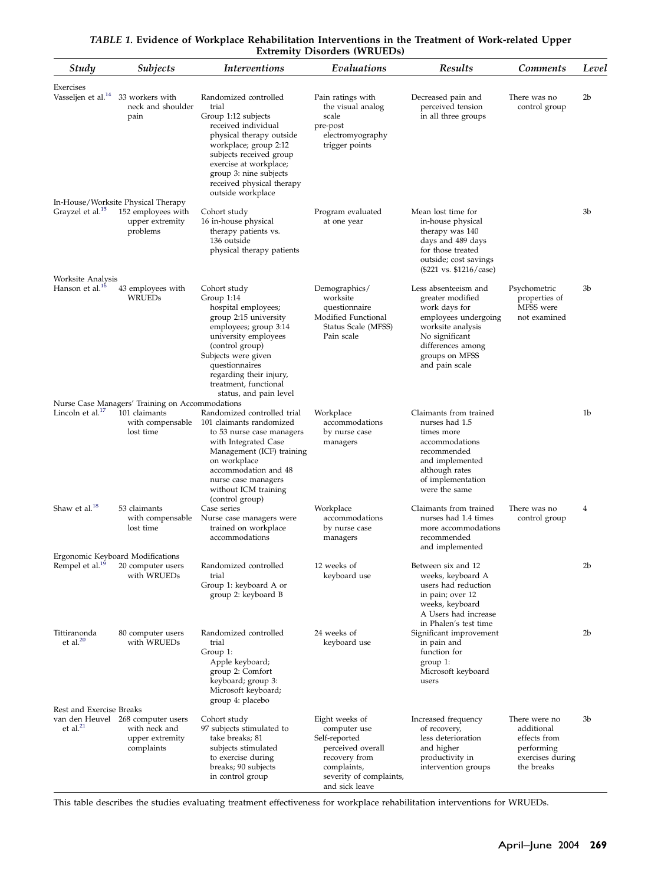*TABLE 1.* **Evidence of Workplace Rehabilitation Interventions in the Treatment of Work-related Upper Extremity Disorders (WRUEDs)**

| *Study* | *Subjects* | *Interventions* | *Evaluations* | *Results* | *Comments* | *Level* |
|---|---|---|---|---|---|---|
| Exercises | | | | | | |
| Vasseljen et al.[14] | 33 workers with neck and shoulder pain | Randomized controlled trial Group 1:12 subjects received individual physical therapy outside workplace; group 2:12 subjects received group exercise at workplace; group 3: nine subjects received physical therapy outside workplace | Pain ratings with the visual analog scale pre-post electromyography trigger points | Decreased pain and perceived tension in all three groups | There was no control group | 2b |
| In-House/Worksite Physical Therapy | | | | | | |
| Grayzel et al.[15] | 152 employees with upper extremity problems | Cohort study 16 in-house physical therapy patients vs. 136 outside physical therapy patients | Program evaluated at one year | Mean lost time for in-house physical therapy was 140 days and 489 days for those treated outside; cost savings ($221 vs. $1216/case) | | 3b |
| Worksite Analysis | | | | | | |
| Hanson et al.[16] | 43 employees with WRUEDs | Cohort study Group 1:14 hospital employees; group 2:15 university employees; group 3:14 university employees (control group) Subjects were given questionnaires regarding their injury, treatment, functional status, and pain level | Demographics/ worksite questionnaire Modified Functional Status Scale (MFSS) Pain scale | Less absenteeism and greater modified work days for employees undergoing worksite analysis No significant differences among groups on MFSS and pain scale | Psychometric properties of MFSS were not examined | 3b |
| Nurse Case Managers' Training on Accommodations | | | | | | |
| Lincoln et al.[17] | 101 claimants with compensable lost time | Randomized controlled trial 101 claimants randomized to 53 nurse case managers with Integrated Case Management (ICF) training on workplace accommodation and 48 nurse case managers without ICM training (control group) | Workplace accommodations by nurse case managers | Claimants from trained nurses had 1.5 times more accommodations recommended and implemented although rates of implementation were the same | | 1b |
| Shaw et al.[18] | 53 claimants with compensable lost time | Case series Nurse case managers were trained on workplace accommodations | Workplace accommodations by nurse case managers | Claimants from trained nurses had 1.4 times more accommodations recommended and implemented | There was no control group | 4 |
| Ergonomic Keyboard Modifications | | | | | | |
| Rempel et al.[19] | 20 computer users with WRUEDs | Randomized controlled trial Group 1: keyboard A or group 2: keyboard B | 12 weeks of keyboard use | Between six and 12 weeks, keyboard A users had reduction in pain; over 12 weeks, keyboard A Users had increase in Phalen's test time | | 2b |
| Tittiranonda et al.[20] | 80 computer users with WRUEDs | Randomized controlled trial Group 1: Apple keyboard; group 2: Comfort keyboard; group 3: Microsoft keyboard; group 4: placebo | 24 weeks of keyboard use | Significant improvement in pain and function for group 1: Microsoft keyboard users | | 2b |
| Rest and Exercise Breaks | | | | | | |
| van den Heuvel et al.[21] | 268 computer users with neck and upper extremity complaints | Cohort study 97 subjects stimulated to take breaks; 81 subjects stimulated to exercise during breaks; 90 subjects in control group | Eight weeks of computer use Self-reported perceived overall recovery from complaints, severity of complaints, and sick leave | Increased frequency of recovery, less deterioration and higher productivity in intervention groups | There were no additional effects from performing exercises during the breaks | 3b |

This table describes the studies evaluating treatment effectiveness for workplace rehabilitation interventions for WRUEDs.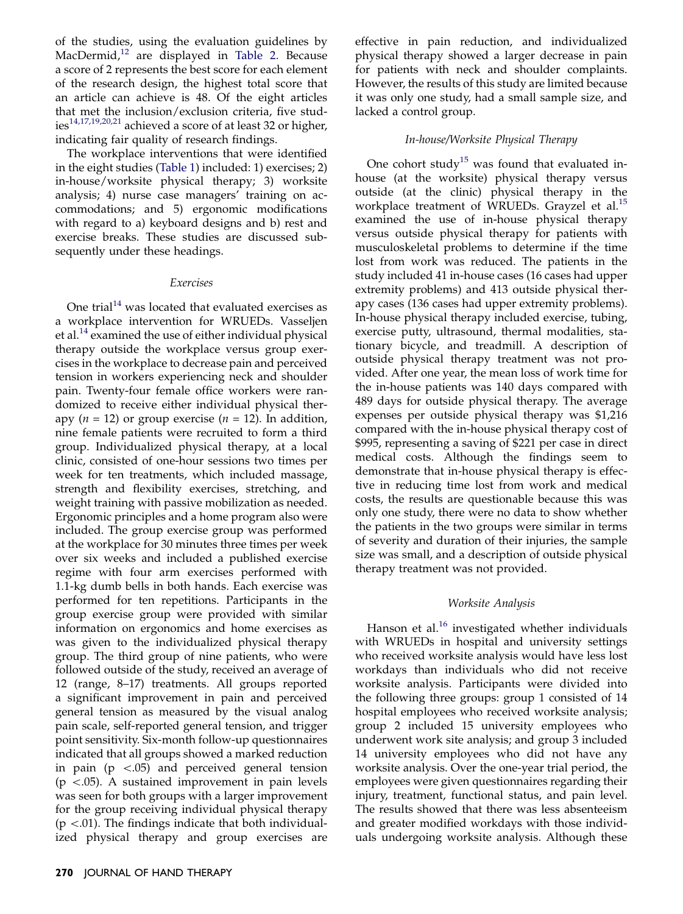of the studies, using the evaluation guidelines by MacDermid,[12] are displayed in Table 2. Because a score of 2 represents the best score for each element of the research design, the highest total score that an article can achieve is 48. Of the eight articles that met the inclusion/exclusion criteria, five studies[14,17,19,20,21] achieved a score of at least 32 or higher, indicating fair quality of research findings.

The workplace interventions that were identified in the eight studies (Table 1) included: 1) exercises; 2) in-house/worksite physical therapy; 3) worksite analysis; 4) nurse case managers' training on accommodations; and 5) ergonomic modifications with regard to a) keyboard designs and b) rest and exercise breaks. These studies are discussed subsequently under these headings.

### *Exercises*

One trial[14] was located that evaluated exercises as a workplace intervention for WRUEDs. Vasseljen et al.[14] examined the use of either individual physical therapy outside the workplace versus group exercises in the workplace to decrease pain and perceived tension in workers experiencing neck and shoulder pain. Twenty-four female office workers were randomized to receive either individual physical therapy ($n = 12$) or group exercise ($n = 12$). In addition, nine female patients were recruited to form a third group. Individualized physical therapy, at a local clinic, consisted of one-hour sessions two times per week for ten treatments, which included massage, strength and flexibility exercises, stretching, and weight training with passive mobilization as needed. Ergonomic principles and a home program also were included. The group exercise group was performed at the workplace for 30 minutes three times per week over six weeks and included a published exercise regime with four arm exercises performed with 1.1-kg dumb bells in both hands. Each exercise was performed for ten repetitions. Participants in the group exercise group were provided with similar information on ergonomics and home exercises as was given to the individualized physical therapy group. The third group of nine patients, who were followed outside of the study, received an average of 12 (range, 8–17) treatments. All groups reported a significant improvement in pain and perceived general tension as measured by the visual analog pain scale, self-reported general tension, and trigger point sensitivity. Six-month follow-up questionnaires indicated that all groups showed a marked reduction in pain ($p < .05$) and perceived general tension ($p < .05$). A sustained improvement in pain levels was seen for both groups with a larger improvement for the group receiving individual physical therapy ($p < .01$). The findings indicate that both individualized physical therapy and group exercises are effective in pain reduction, and individualized physical therapy showed a larger decrease in pain for patients with neck and shoulder complaints. However, the results of this study are limited because it was only one study, had a small sample size, and lacked a control group.

### *In-house/Worksite Physical Therapy*

One cohort study[15] was found that evaluated in-house (at the worksite) physical therapy versus outside (at the clinic) physical therapy in the workplace treatment of WRUEDs. Grayzel et al.[15] examined the use of in-house physical therapy versus outside physical therapy for patients with musculoskeletal problems to determine if the time lost from work was reduced. The patients in the study included 41 in-house cases (16 cases had upper extremity problems) and 413 outside physical therapy cases (136 cases had upper extremity problems). In-house physical therapy included exercise, tubing, exercise putty, ultrasound, thermal modalities, stationary bicycle, and treadmill. A description of outside physical therapy treatment was not provided. After one year, the mean loss of work time for the in-house patients was 140 days compared with 489 days for outside physical therapy. The average expenses per outside physical therapy was $1,216 compared with the in-house physical therapy cost of $995, representing a saving of $221 per case in direct medical costs. Although the findings seem to demonstrate that in-house physical therapy is effective in reducing time lost from work and medical costs, the results are questionable because this was only one study, there were no data to show whether the patients in the two groups were similar in terms of severity and duration of their injuries, the sample size was small, and a description of outside physical therapy treatment was not provided.

### *Worksite Analysis*

Hanson et al.[16] investigated whether individuals with WRUEDs in hospital and university settings who received worksite analysis would have less lost workdays than individuals who did not receive worksite analysis. Participants were divided into the following three groups: group 1 consisted of 14 hospital employees who received worksite analysis; group 2 included 15 university employees who underwent work site analysis; and group 3 included 14 university employees who did not have any worksite analysis. Over the one-year trial period, the employees were given questionnaires regarding their injury, treatment, functional status, and pain level. The results showed that there was less absenteeism and greater modified workdays with those individuals undergoing worksite analysis. Although these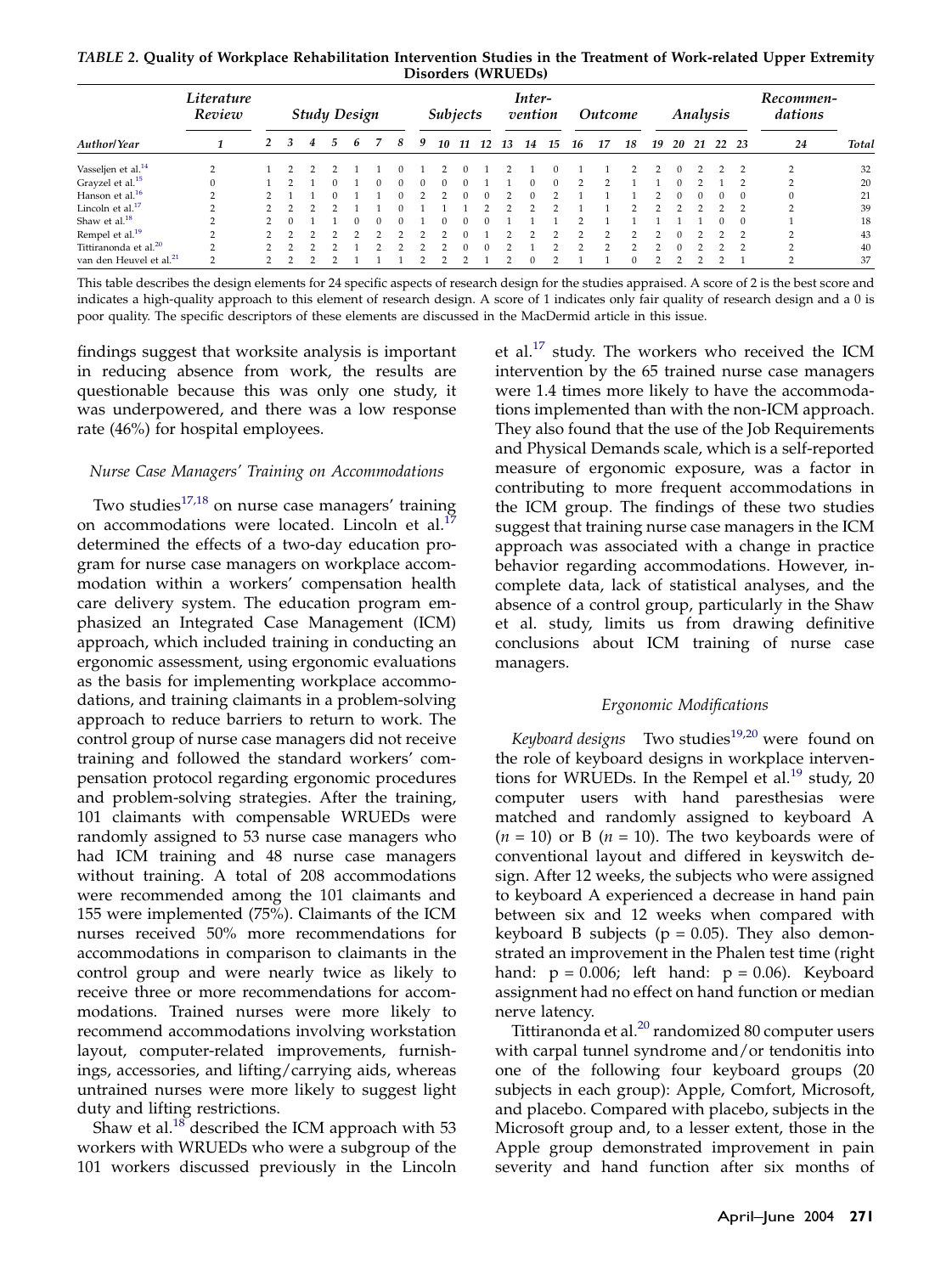*TABLE 2.* **Quality of Workplace Rehabilitation Intervention Studies in the Treatment of Work-related Upper Extremity Disorders (WRUEDs)**

| | *Literature Review* | *Study Design* | | | | | | | *Subjects* | | | | *Inter-vention* | | | *Outcome* | | | *Analysis* | | | | | *Recommen-dations* | |
|---|---|---|---|---|---|---|---|---|---|---|---|---|---|---|---|---|---|---|---|---|---|---|---|---|---|
| ***Author/Year*** | *1* | *2* | *3* | *4* | *5* | *6* | *7* | *8* | *9* | *10* | *11* | *12* | *13* | *14* | *15* | *16* | *17* | *18* | *19* | *20* | *21* | *22* | *23* | *24* | ***Total*** |
| Vasseljen et al.[14] | 2 | 1 | 2 | 2 | 2 | 1 | 1 | 0 | 1 | 2 | 0 | 1 | 2 | 1 | 0 | 1 | 1 | 2 | 2 | 0 | 2 | 2 | 2 | 2 | 32 |
| Grayzel et al.[15] | 0 | 1 | 2 | 1 | 0 | 1 | 0 | 0 | 0 | 0 | 0 | 1 | 1 | 0 | 0 | 2 | 2 | 1 | 1 | 0 | 2 | 1 | 2 | 2 | 20 |
| Hanson et al.[16] | 2 | 2 | 1 | 1 | 0 | 1 | 1 | 0 | 2 | 2 | 0 | 0 | 2 | 0 | 2 | 1 | 1 | 1 | 2 | 0 | 0 | 0 | 0 | 0 | 21 |
| Lincoln et al.[17] | 2 | 2 | 2 | 2 | 2 | 1 | 1 | 0 | 1 | 1 | 1 | 2 | 2 | 2 | 2 | 1 | 1 | 2 | 2 | 2 | 2 | 2 | 2 | 2 | 39 |
| Shaw et al.[18] | 2 | 2 | 0 | 1 | 1 | 0 | 0 | 0 | 1 | 0 | 0 | 0 | 1 | 1 | 1 | 2 | 1 | 1 | 1 | 1 | 1 | 0 | 0 | 1 | 18 |
| Rempel et al.[19] | 2 | 2 | 2 | 2 | 2 | 2 | 2 | 2 | 2 | 2 | 0 | 1 | 2 | 2 | 2 | 2 | 2 | 2 | 2 | 0 | 2 | 2 | 2 | 2 | 43 |
| Tittiranonda et al.[20] | 2 | 2 | 2 | 2 | 2 | 1 | 2 | 2 | 2 | 2 | 0 | 0 | 2 | 1 | 2 | 2 | 2 | 2 | 2 | 0 | 2 | 2 | 2 | 2 | 40 |
| van den Heuvel et al.[21] | 2 | 2 | 2 | 2 | 2 | 1 | 1 | 1 | 2 | 2 | 2 | 1 | 2 | 0 | 2 | 1 | 1 | 0 | 2 | 2 | 2 | 2 | 1 | 2 | 37 |

This table describes the design elements for 24 specific aspects of research design for the studies appraised. A score of 2 is the best score and indicates a high-quality approach to this element of research design. A score of 1 indicates only fair quality of research design and a 0 is poor quality. The specific descriptors of these elements are discussed in the MacDermid article in this issue.

findings suggest that worksite analysis is important in reducing absence from work, the results are questionable because this was only one study, it was underpowered, and there was a low response rate (46%) for hospital employees.

### *Nurse Case Managers' Training on Accommodations*

Two studies[17,18] on nurse case managers' training on accommodations were located. Lincoln et al.[17] determined the effects of a two-day education program for nurse case managers on workplace accommodation within a workers' compensation health care delivery system. The education program emphasized an Integrated Case Management (ICM) approach, which included training in conducting an ergonomic assessment, using ergonomic evaluations as the basis for implementing workplace accommodations, and training claimants in a problem-solving approach to reduce barriers to return to work. The control group of nurse case managers did not receive training and followed the standard workers' compensation protocol regarding ergonomic procedures and problem-solving strategies. After the training, 101 claimants with compensable WRUEDs were randomly assigned to 53 nurse case managers who had ICM training and 48 nurse case managers without training. A total of 208 accommodations were recommended among the 101 claimants and 155 were implemented (75%). Claimants of the ICM nurses received 50% more recommendations for accommodations in comparison to claimants in the control group and were nearly twice as likely to receive three or more recommendations for accommodations. Trained nurses were more likely to recommend accommodations involving workstation layout, computer-related improvements, furnishings, accessories, and lifting/carrying aids, whereas untrained nurses were more likely to suggest light duty and lifting restrictions.

Shaw et al.[18] described the ICM approach with 53 workers with WRUEDs who were a subgroup of the 101 workers discussed previously in the Lincoln et al.[17] study. The workers who received the ICM intervention by the 65 trained nurse case managers were 1.4 times more likely to have the accommodations implemented than with the non-ICM approach. They also found that the use of the Job Requirements and Physical Demands scale, which is a self-reported measure of ergonomic exposure, was a factor in contributing to more frequent accommodations in the ICM group. The findings of these two studies suggest that training nurse case managers in the ICM approach was associated with a change in practice behavior regarding accommodations. However, incomplete data, lack of statistical analyses, and the absence of a control group, particularly in the Shaw et al. study, limits us from drawing definitive conclusions about ICM training of nurse case managers.

### *Ergonomic Modifications*

*Keyboard designs* Two studies[19,20] were found on the role of keyboard designs in workplace interventions for WRUEDs. In the Rempel et al.[19] study, 20 computer users with hand paresthesias were matched and randomly assigned to keyboard A ($n = 10$) or B ($n = 10$). The two keyboards were of conventional layout and differed in keyswitch design. After 12 weeks, the subjects who were assigned to keyboard A experienced a decrease in hand pain between six and 12 weeks when compared with keyboard B subjects ($p = 0.05$). They also demonstrated an improvement in the Phalen test time (right hand: $p = 0.006$; left hand: $p = 0.06$). Keyboard assignment had no effect on hand function or median nerve latency.

Tittiranonda et al.[20] randomized 80 computer users with carpal tunnel syndrome and/or tendonitis into one of the following four keyboard groups (20 subjects in each group): Apple, Comfort, Microsoft, and placebo. Compared with placebo, subjects in the Microsoft group and, to a lesser extent, those in the Apple group demonstrated improvement in pain severity and hand function after six months of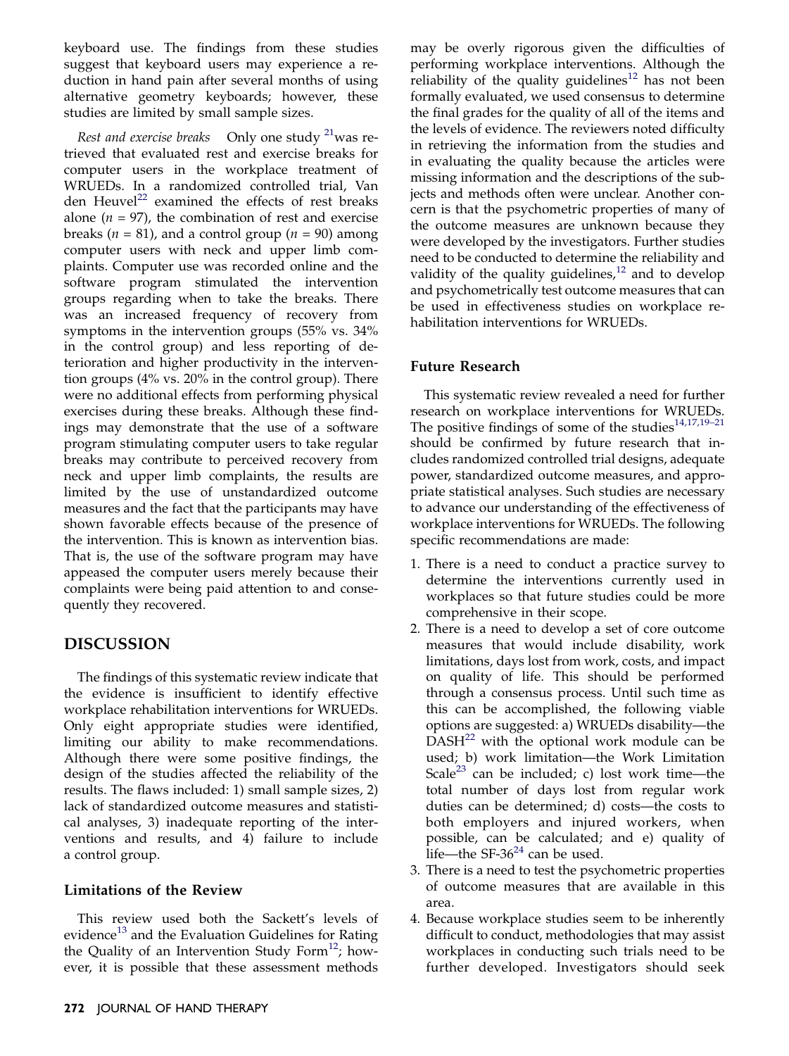keyboard use. The findings from these studies suggest that keyboard users may experience a reduction in hand pain after several months of using alternative geometry keyboards; however, these studies are limited by small sample sizes.

*Rest and exercise breaks* Only one study [21]was retrieved that evaluated rest and exercise breaks for computer users in the workplace treatment of WRUEDs. In a randomized controlled trial, Van den Heuvel[22] examined the effects of rest breaks alone ($n$ = 97), the combination of rest and exercise breaks ($n$ = 81), and a control group ($n$ = 90) among computer users with neck and upper limb complaints. Computer use was recorded online and the software program stimulated the intervention groups regarding when to take the breaks. There was an increased frequency of recovery from symptoms in the intervention groups (55% vs. 34% in the control group) and less reporting of deterioration and higher productivity in the intervention groups (4% vs. 20% in the control group). There were no additional effects from performing physical exercises during these breaks. Although these findings may demonstrate that the use of a software program stimulating computer users to take regular breaks may contribute to perceived recovery from neck and upper limb complaints, the results are limited by the use of unstandardized outcome measures and the fact that the participants may have shown favorable effects because of the presence of the intervention. This is known as intervention bias. That is, the use of the software program may have appeased the computer users merely because their complaints were being paid attention to and consequently they recovered.

## DISCUSSION

The findings of this systematic review indicate that the evidence is insufficient to identify effective workplace rehabilitation interventions for WRUEDs. Only eight appropriate studies were identified, limiting our ability to make recommendations. Although there were some positive findings, the design of the studies affected the reliability of the results. The flaws included: 1) small sample sizes, 2) lack of standardized outcome measures and statistical analyses, 3) inadequate reporting of the interventions and results, and 4) failure to include a control group.

### Limitations of the Review

This review used both the Sackett's levels of evidence[13] and the Evaluation Guidelines for Rating the Quality of an Intervention Study Form[12]; however, it is possible that these assessment methods may be overly rigorous given the difficulties of performing workplace interventions. Although the reliability of the quality guidelines[12] has not been formally evaluated, we used consensus to determine the final grades for the quality of all of the items and the levels of evidence. The reviewers noted difficulty in retrieving the information from the studies and in evaluating the quality because the articles were missing information and the descriptions of the subjects and methods often were unclear. Another concern is that the psychometric properties of many of the outcome measures are unknown because they were developed by the investigators. Further studies need to be conducted to determine the reliability and validity of the quality guidelines,[12] and to develop and psychometrically test outcome measures that can be used in effectiveness studies on workplace rehabilitation interventions for WRUEDs.

### Future Research

This systematic review revealed a need for further research on workplace interventions for WRUEDs. The positive findings of some of the studies[14,17,19–21] should be confirmed by future research that includes randomized controlled trial designs, adequate power, standardized outcome measures, and appropriate statistical analyses. Such studies are necessary to advance our understanding of the effectiveness of workplace interventions for WRUEDs. The following specific recommendations are made:

1. There is a need to conduct a practice survey to determine the interventions currently used in workplaces so that future studies could be more comprehensive in their scope.
2. There is a need to develop a set of core outcome measures that would include disability, work limitations, days lost from work, costs, and impact on quality of life. This should be performed through a consensus process. Until such time as this can be accomplished, the following viable options are suggested: a) WRUEDs disability—the DASH[22] with the optional work module can be used; b) work limitation—the Work Limitation Scale[23] can be included; c) lost work time—the total number of days lost from regular work duties can be determined; d) costs—the costs to both employers and injured workers, when possible, can be calculated; and e) quality of life—the SF-36[24] can be used.
3. There is a need to test the psychometric properties of outcome measures that are available in this area.
4. Because workplace studies seem to be inherently difficult to conduct, methodologies that may assist workplaces in conducting such trials need to be further developed. Investigators should seek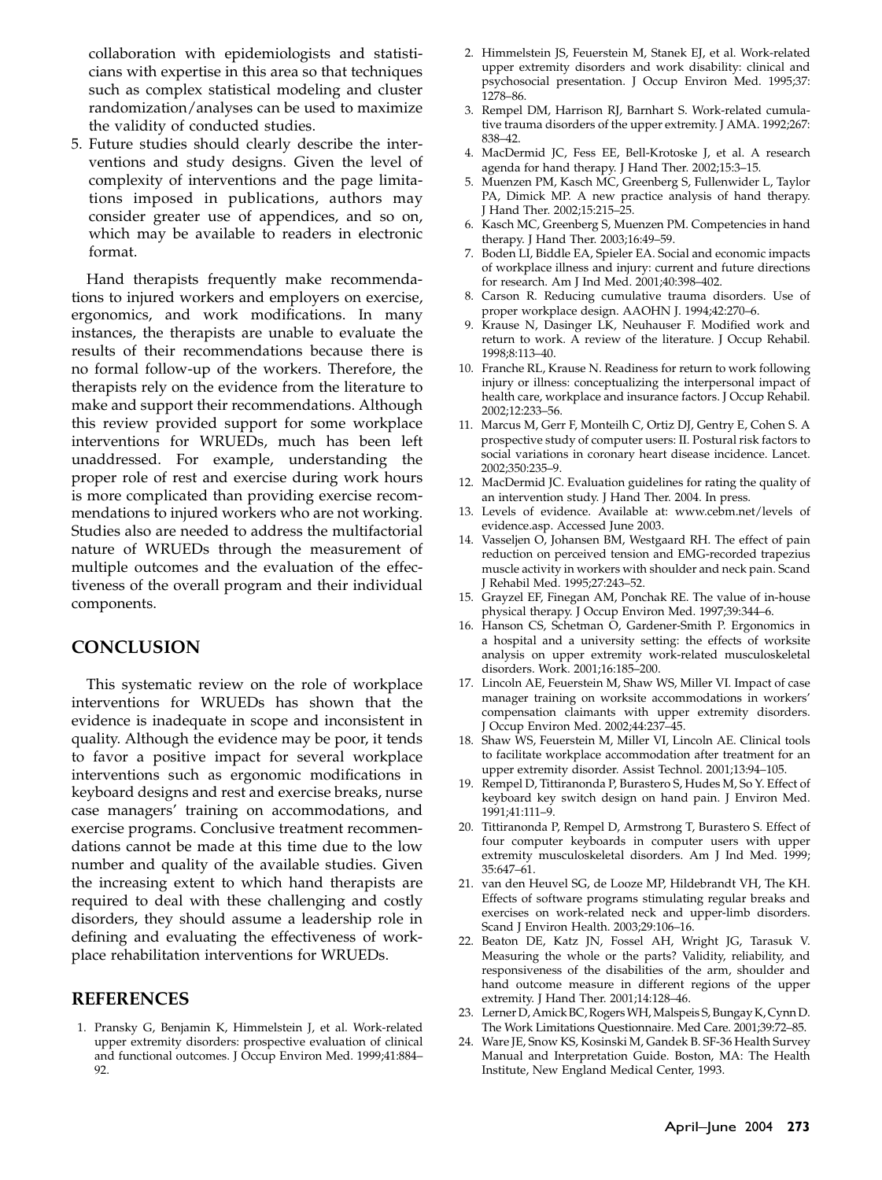collaboration with epidemiologists and statisticians with expertise in this area so that techniques such as complex statistical modeling and cluster randomization/analyses can be used to maximize the validity of conducted studies.

5. Future studies should clearly describe the interventions and study designs. Given the level of complexity of interventions and the page limitations imposed in publications, authors may consider greater use of appendices, and so on, which may be available to readers in electronic format.

Hand therapists frequently make recommendations to injured workers and employers on exercise, ergonomics, and work modifications. In many instances, the therapists are unable to evaluate the results of their recommendations because there is no formal follow-up of the workers. Therefore, the therapists rely on the evidence from the literature to make and support their recommendations. Although this review provided support for some workplace interventions for WRUEDs, much has been left unaddressed. For example, understanding the proper role of rest and exercise during work hours is more complicated than providing exercise recommendations to injured workers who are not working. Studies also are needed to address the multifactorial nature of WRUEDs through the measurement of multiple outcomes and the evaluation of the effectiveness of the overall program and their individual components.

## CONCLUSION

This systematic review on the role of workplace interventions for WRUEDs has shown that the evidence is inadequate in scope and inconsistent in quality. Although the evidence may be poor, it tends to favor a positive impact for several workplace interventions such as ergonomic modifications in keyboard designs and rest and exercise breaks, nurse case managers' training on accommodations, and exercise programs. Conclusive treatment recommendations cannot be made at this time due to the low number and quality of the available studies. Given the increasing extent to which hand therapists are required to deal with these challenging and costly disorders, they should assume a leadership role in defining and evaluating the effectiveness of workplace rehabilitation interventions for WRUEDs.

## REFERENCES

1. Pransky G, Benjamin K, Himmelstein J, et al. Work-related upper extremity disorders: prospective evaluation of clinical and functional outcomes. J Occup Environ Med. 1999;41:884–92.
2. Himmelstein JS, Feuerstein M, Stanek EJ, et al. Work-related upper extremity disorders and work disability: clinical and psychosocial presentation. J Occup Environ Med. 1995;37:1278–86.
3. Rempel DM, Harrison RJ, Barnhart S. Work-related cumulative trauma disorders of the upper extremity. J AMA. 1992;267:838–42.
4. MacDermid JC, Fess EE, Bell-Krotoske J, et al. A research agenda for hand therapy. J Hand Ther. 2002;15:3–15.
5. Muenzen PM, Kasch MC, Greenberg S, Fullenwider L, Taylor PA, Dimick MP. A new practice analysis of hand therapy. J Hand Ther. 2002;15:215–25.
6. Kasch MC, Greenberg S, Muenzen PM. Competencies in hand therapy. J Hand Ther. 2003;16:49–59.
7. Boden LI, Biddle EA, Spieler EA. Social and economic impacts of workplace illness and injury: current and future directions for research. Am J Ind Med. 2001;40:398–402.
8. Carson R. Reducing cumulative trauma disorders. Use of proper workplace design. AAOHN J. 1994;42:270–6.
9. Krause N, Dasinger LK, Neuhauser F. Modified work and return to work. A review of the literature. J Occup Rehabil. 1998;8:113–40.
10. Franche RL, Krause N. Readiness for return to work following injury or illness: conceptualizing the interpersonal impact of health care, workplace and insurance factors. J Occup Rehabil. 2002;12:233–56.
11. Marcus M, Gerr F, Monteilh C, Ortiz DJ, Gentry E, Cohen S. A prospective study of computer users: II. Postural risk factors to social variations in coronary heart disease incidence. Lancet. 2002;350:235–9.
12. MacDermid JC. Evaluation guidelines for rating the quality of an intervention study. J Hand Ther. 2004. In press.
13. Levels of evidence. Available at: www.cebm.net/levels of evidence.asp. Accessed June 2003.
14. Vasseljen O, Johansen BM, Westgaard RH. The effect of pain reduction on perceived tension and EMG-recorded trapezius muscle activity in workers with shoulder and neck pain. Scand J Rehabil Med. 1995;27:243–52.
15. Grayzel EF, Finegan AM, Ponchak RE. The value of in-house physical therapy. J Occup Environ Med. 1997;39:344–6.
16. Hanson CS, Schetman O, Gardener-Smith P. Ergonomics in a hospital and a university setting: the effects of worksite analysis on upper extremity work-related musculoskeletal disorders. Work. 2001;16:185–200.
17. Lincoln AE, Feuerstein M, Shaw WS, Miller VI. Impact of case manager training on worksite accommodations in workers' compensation claimants with upper extremity disorders. J Occup Environ Med. 2002;44:237–45.
18. Shaw WS, Feuerstein M, Miller VI, Lincoln AE. Clinical tools to facilitate workplace accommodation after treatment for an upper extremity disorder. Assist Technol. 2001;13:94–105.
19. Rempel D, Tittiranonda P, Burastero S, Hudes M, So Y. Effect of keyboard key switch design on hand pain. J Environ Med. 1991;41:111–9.
20. Tittiranonda P, Rempel D, Armstrong T, Burastero S. Effect of four computer keyboards in computer users with upper extremity musculoskeletal disorders. Am J Ind Med. 1999;35:647–61.
21. van den Heuvel SG, de Looze MP, Hildebrandt VH, The KH. Effects of software programs stimulating regular breaks and exercises on work-related neck and upper-limb disorders. Scand J Environ Health. 2003;29:106–16.
22. Beaton DE, Katz JN, Fossel AH, Wright JG, Tarasuk V. Measuring the whole or the parts? Validity, reliability, and responsiveness of the disabilities of the arm, shoulder and hand outcome measure in different regions of the upper extremity. J Hand Ther. 2001;14:128–46.
23. Lerner D, Amick BC, Rogers WH, Malspeis S, Bungay K, Cynn D. The Work Limitations Questionnaire. Med Care. 2001;39:72–85.
24. Ware JE, Snow KS, Kosinski M, Gandek B. SF-36 Health Survey Manual and Interpretation Guide. Boston, MA: The Health Institute, New England Medical Center, 1993.